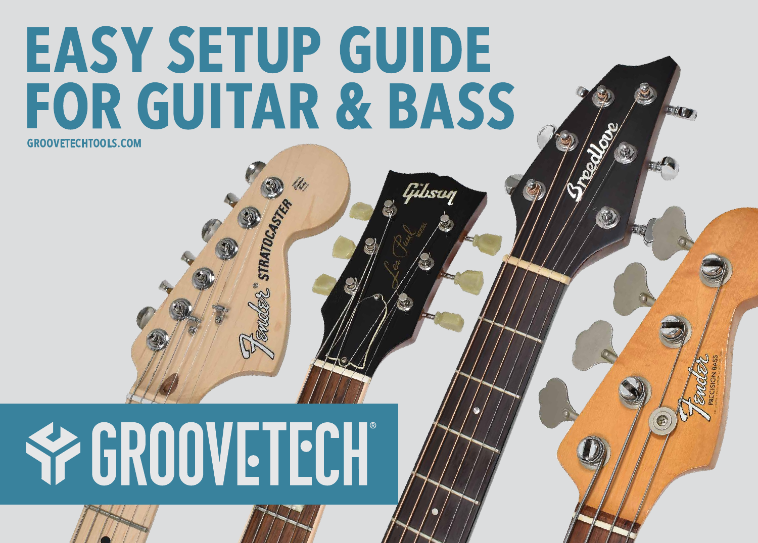# EASY SETUP GUIDE FOR GUITAR & BASS

GROOVETECHTOOLS.COM

GROOVETECH®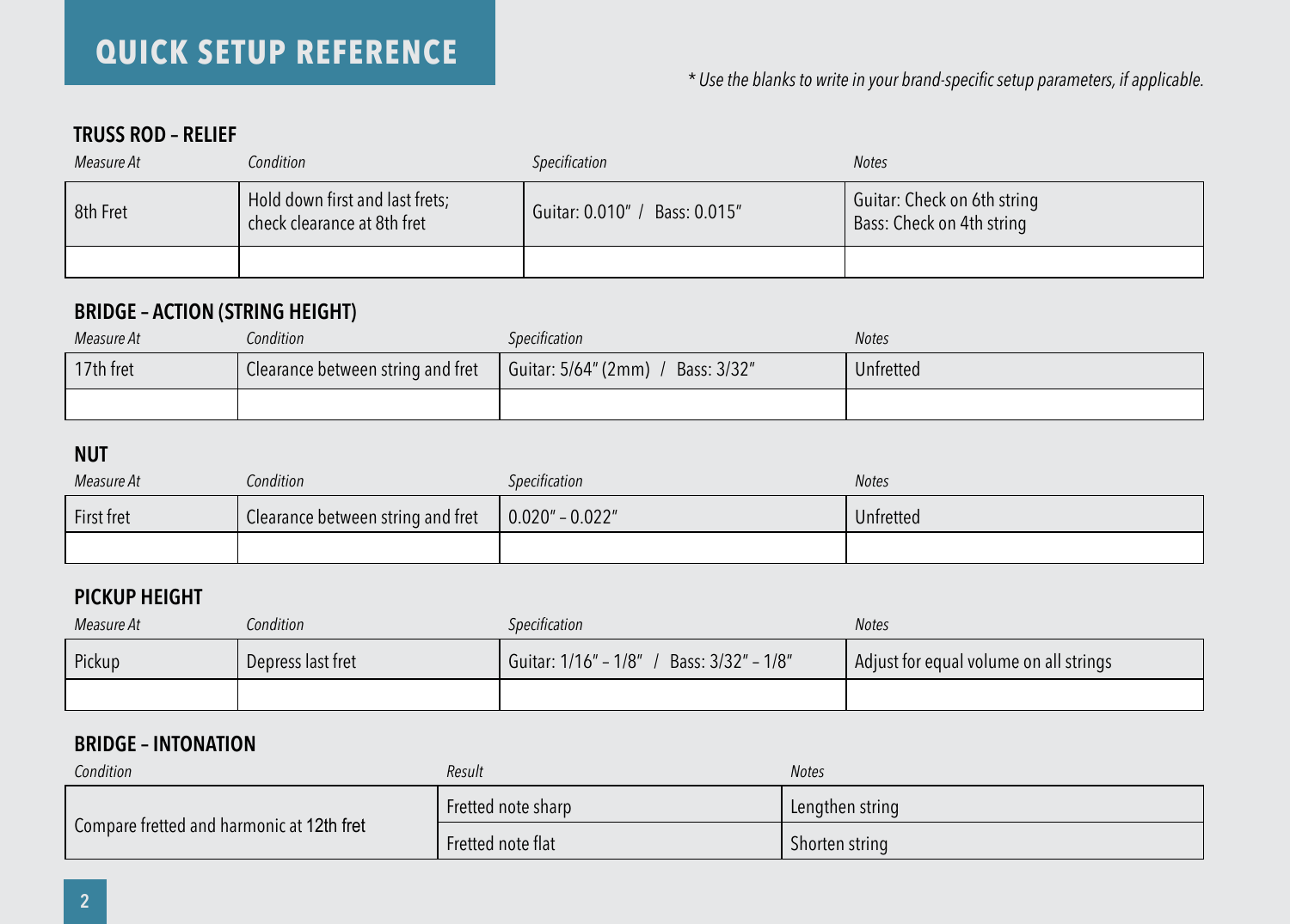# QUICK SETUP REFERENCE

*\* Use the blanks to write in your brand-specific setup parameters, if applicable.*

## TRUSS ROD – RELIEF

| *Measure At* | *Condition* | *Specification* | *Notes* |
|---|---|---|---|
| 8th Fret | Hold down first and last frets; check clearance at 8th fret | Guitar: 0.010" / Bass: 0.015" | Guitar: Check on 6th string<br>Bass: Check on 4th string |
| | | | |

## BRIDGE – ACTION (STRING HEIGHT)

| *Measure At* | *Condition* | *Specification* | *Notes* |
|---|---|---|---|
| 17th fret | Clearance between string and fret | Guitar: 5/64" (2mm) / Bass: 3/32" | Unfretted |
| | | | |

## NUT

| *Measure At* | *Condition* | *Specification* | *Notes* |
|---|---|---|---|
| First fret | Clearance between string and fret | 0.020" – 0.022" | Unfretted |
| | | | |

## PICKUP HEIGHT

| *Measure At* | *Condition* | *Specification* | *Notes* |
|---|---|---|---|
| Pickup | Depress last fret | Guitar: 1/16" – 1/8" / Bass: 3/32" – 1/8" | Adjust for equal volume on all strings |
| | | | |

## BRIDGE – INTONATION

| *Condition* | *Result* | *Notes* |
|---|---|---|
| Compare fretted and harmonic at 12th fret | Fretted note sharp | Lengthen string |
| | Fretted note flat | Shorten string |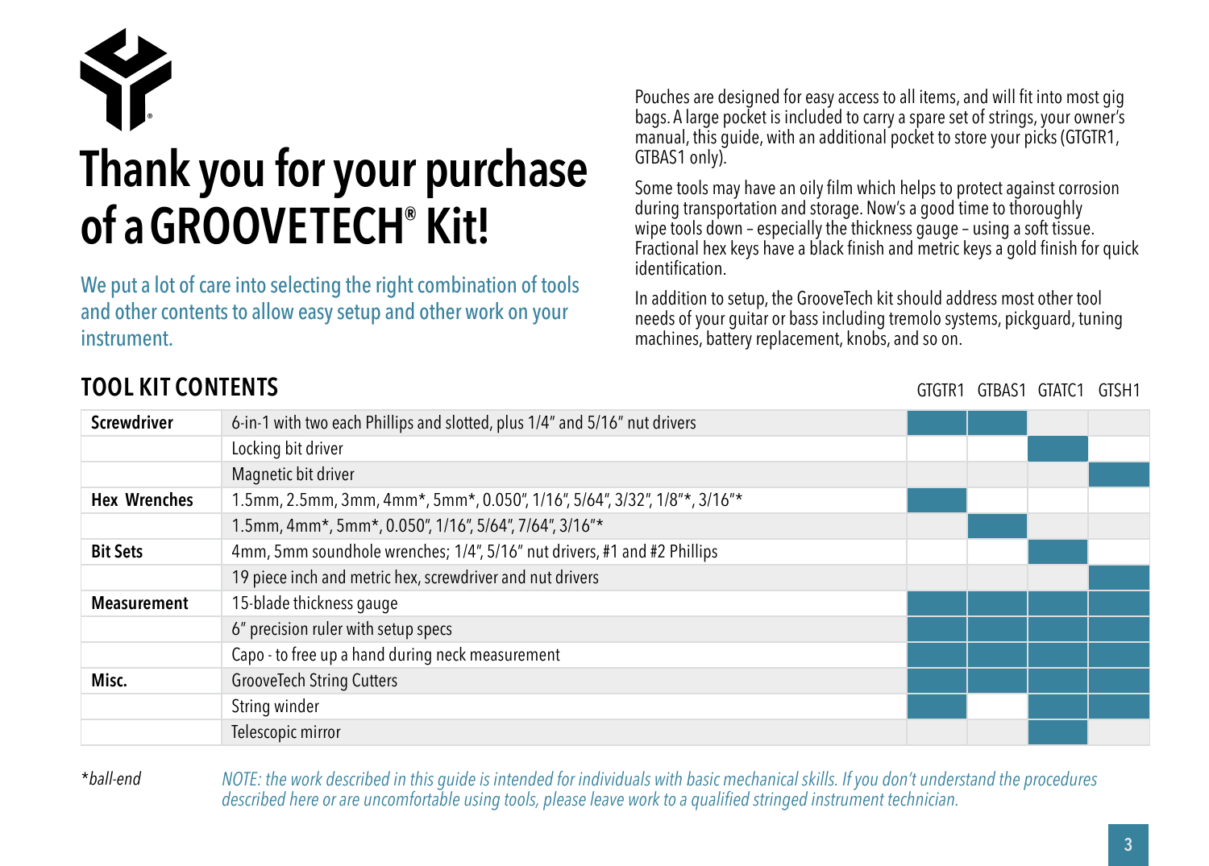# Thank you for your purchase of a GROOVETECH® Kit!

We put a lot of care into selecting the right combination of tools and other contents to allow easy setup and other work on your instrument.

Pouches are designed for easy access to all items, and will fit into most gig bags. A large pocket is included to carry a spare set of strings, your owner's manual, this guide, with an additional pocket to store your picks (GTGTR1, GTBAS1 only).

Some tools may have an oily film which helps to protect against corrosion during transportation and storage. Now's a good time to thoroughly wipe tools down – especially the thickness gauge – using a soft tissue. Fractional hex keys have a black finish and metric keys a gold finish for quick identification.

In addition to setup, the GrooveTech kit should address most other tool needs of your guitar or bass including tremolo systems, pickguard, tuning machines, battery replacement, knobs, and so on.

## TOOL KIT CONTENTS

| | | GTGTR1 | GTBAS1 | GTATC1 | GTSH1 |
|---|---|---|---|---|---|
| **Screwdriver** | 6-in-1 with two each Phillips and slotted, plus 1/4" and 5/16" nut drivers | ■ | ■ | | |
| | Locking bit driver | | | ■ | |
| | Magnetic bit driver | | | | ■ |
| **Hex Wrenches** | 1.5mm, 2.5mm, 3mm, 4mm*, 5mm*, 0.050", 1/16", 5/64", 3/32", 1/8"*, 3/16"* | ■ | | | |
| | 1.5mm, 4mm*, 5mm*, 0.050", 1/16", 5/64", 7/64", 3/16"* | | ■ | | |
| **Bit Sets** | 4mm, 5mm soundhole wrenches; 1/4", 5/16" nut drivers, #1 and #2 Phillips | | | ■ | |
| | 19 piece inch and metric hex, screwdriver and nut drivers | | | | ■ |
| **Measurement** | 15-blade thickness gauge | ■ | ■ | ■ | ■ |
| | 6" precision ruler with setup specs | ■ | ■ | ■ | ■ |
| | Capo - to free up a hand during neck measurement | ■ | ■ | ■ | ■ |
| **Misc.** | GrooveTech String Cutters | ■ | ■ | ■ | ■ |
| | String winder | ■ | | ■ | ■ |
| | Telescopic mirror | | | ■ | |

*\*ball-end*

*NOTE: the work described in this guide is intended for individuals with basic mechanical skills. If you don't understand the procedures described here or are uncomfortable using tools, please leave work to a qualified stringed instrument technician.*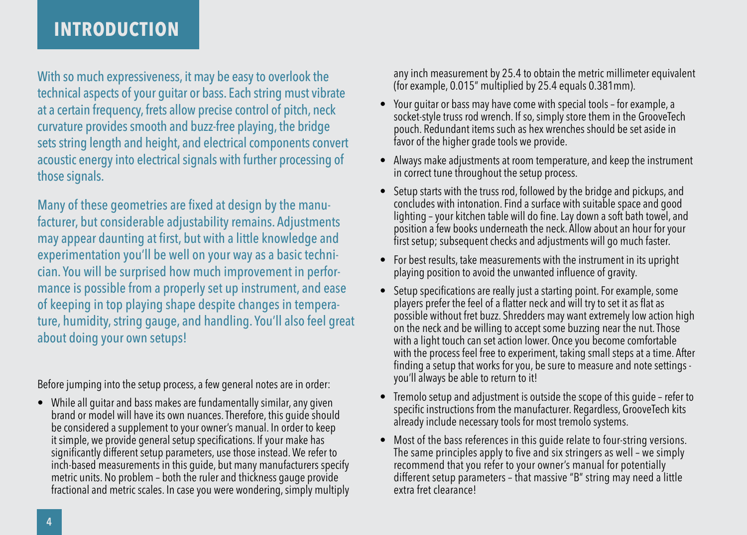# INTRODUCTION

With so much expressiveness, it may be easy to overlook the technical aspects of your guitar or bass. Each string must vibrate at a certain frequency, frets allow precise control of pitch, neck curvature provides smooth and buzz-free playing, the bridge sets string length and height, and electrical components convert acoustic energy into electrical signals with further processing of those signals.

Many of these geometries are fixed at design by the manufacturer, but considerable adjustability remains. Adjustments may appear daunting at first, but with a little knowledge and experimentation you'll be well on your way as a basic technician. You will be surprised how much improvement in performance is possible from a properly set up instrument, and ease of keeping in top playing shape despite changes in temperature, humidity, string gauge, and handling. You'll also feel great about doing your own setups!

Before jumping into the setup process, a few general notes are in order:

- While all guitar and bass makes are fundamentally similar, any given brand or model will have its own nuances. Therefore, this guide should be considered a supplement to your owner's manual. In order to keep it simple, we provide general setup specifications. If your make has significantly different setup parameters, use those instead. We refer to inch-based measurements in this guide, but many manufacturers specify metric units. No problem – both the ruler and thickness gauge provide fractional and metric scales. In case you were wondering, simply multiply any inch measurement by 25.4 to obtain the metric millimeter equivalent (for example, 0.015" multiplied by 25.4 equals 0.381mm).
- Your guitar or bass may have come with special tools – for example, a socket-style truss rod wrench. If so, simply store them in the GrooveTech pouch. Redundant items such as hex wrenches should be set aside in favor of the higher grade tools we provide.
- Always make adjustments at room temperature, and keep the instrument in correct tune throughout the setup process.
- Setup starts with the truss rod, followed by the bridge and pickups, and concludes with intonation. Find a surface with suitable space and good lighting – your kitchen table will do fine. Lay down a soft bath towel, and position a few books underneath the neck. Allow about an hour for your first setup; subsequent checks and adjustments will go much faster.
- For best results, take measurements with the instrument in its upright playing position to avoid the unwanted influence of gravity.
- Setup specifications are really just a starting point. For example, some players prefer the feel of a flatter neck and will try to set it as flat as possible without fret buzz. Shredders may want extremely low action high on the neck and be willing to accept some buzzing near the nut. Those with a light touch can set action lower. Once you become comfortable with the process feel free to experiment, taking small steps at a time. After finding a setup that works for you, be sure to measure and note settings - you'll always be able to return to it!
- Tremolo setup and adjustment is outside the scope of this guide – refer to specific instructions from the manufacturer. Regardless, GrooveTech kits already include necessary tools for most tremolo systems.
- Most of the bass references in this guide relate to four-string versions. The same principles apply to five and six stringers as well – we simply recommend that you refer to your owner's manual for potentially different setup parameters – that massive "B" string may need a little extra fret clearance!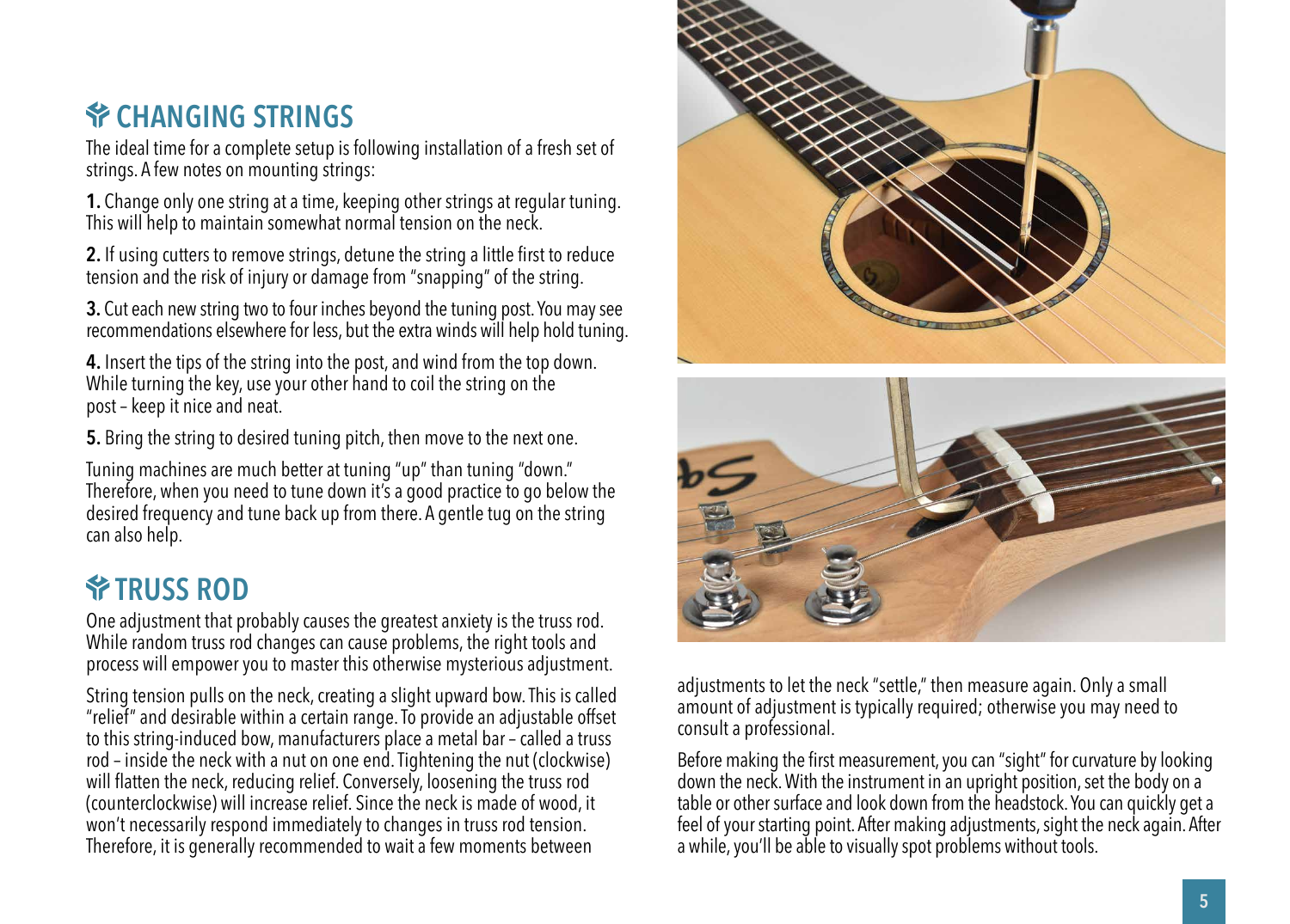## CHANGING STRINGS

The ideal time for a complete setup is following installation of a fresh set of strings. A few notes on mounting strings:

**1.** Change only one string at a time, keeping other strings at regular tuning. This will help to maintain somewhat normal tension on the neck.

**2.** If using cutters to remove strings, detune the string a little first to reduce tension and the risk of injury or damage from "snapping" of the string.

**3.** Cut each new string two to four inches beyond the tuning post. You may see recommendations elsewhere for less, but the extra winds will help hold tuning.

**4.** Insert the tips of the string into the post, and wind from the top down. While turning the key, use your other hand to coil the string on the post – keep it nice and neat.

**5.** Bring the string to desired tuning pitch, then move to the next one.

Tuning machines are much better at tuning "up" than tuning "down." Therefore, when you need to tune down it's a good practice to go below the desired frequency and tune back up from there. A gentle tug on the string can also help.

## TRUSS ROD

One adjustment that probably causes the greatest anxiety is the truss rod. While random truss rod changes can cause problems, the right tools and process will empower you to master this otherwise mysterious adjustment.

String tension pulls on the neck, creating a slight upward bow. This is called "relief" and desirable within a certain range. To provide an adjustable offset to this string-induced bow, manufacturers place a metal bar – called a truss rod – inside the neck with a nut on one end. Tightening the nut (clockwise) will flatten the neck, reducing relief. Conversely, loosening the truss rod (counterclockwise) will increase relief. Since the neck is made of wood, it won't necessarily respond immediately to changes in truss rod tension. Therefore, it is generally recommended to wait a few moments between adjustments to let the neck "settle," then measure again. Only a small amount of adjustment is typically required; otherwise you may need to consult a professional.

Before making the first measurement, you can "sight" for curvature by looking down the neck. With the instrument in an upright position, set the body on a table or other surface and look down from the headstock. You can quickly get a feel of your starting point. After making adjustments, sight the neck again. After a while, you'll be able to visually spot problems without tools.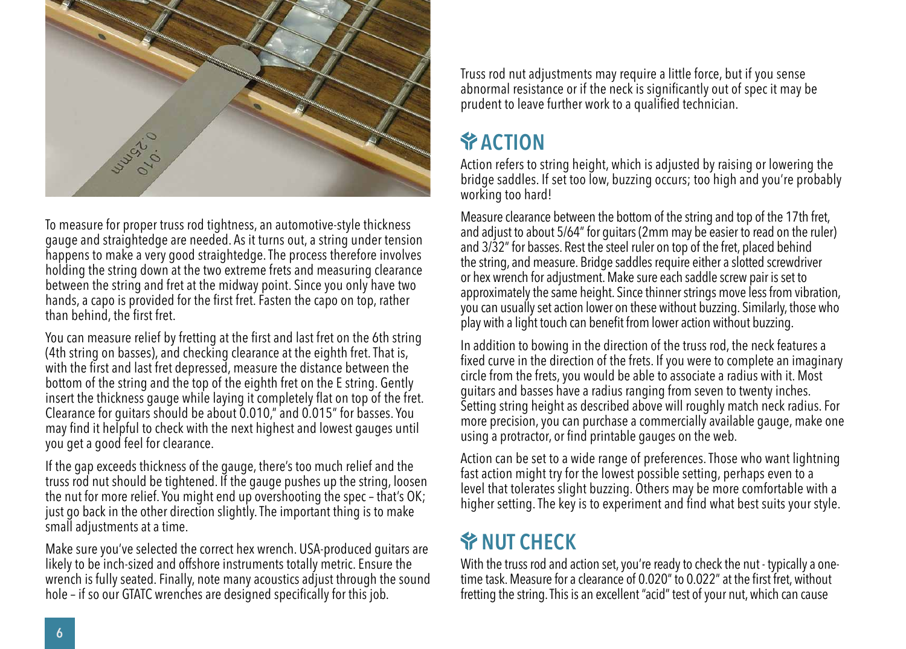To measure for proper truss rod tightness, an automotive-style thickness gauge and straightedge are needed. As it turns out, a string under tension happens to make a very good straightedge. The process therefore involves holding the string down at the two extreme frets and measuring clearance between the string and fret at the midway point. Since you only have two hands, a capo is provided for the first fret. Fasten the capo on top, rather than behind, the first fret.

You can measure relief by fretting at the first and last fret on the 6th string (4th string on basses), and checking clearance at the eighth fret. That is, with the first and last fret depressed, measure the distance between the bottom of the string and the top of the eighth fret on the E string. Gently insert the thickness gauge while laying it completely flat on top of the fret. Clearance for guitars should be about 0.010," and 0.015" for basses. You may find it helpful to check with the next highest and lowest gauges until you get a good feel for clearance.

If the gap exceeds thickness of the gauge, there's too much relief and the truss rod nut should be tightened. If the gauge pushes up the string, loosen the nut for more relief. You might end up overshooting the spec – that's OK; just go back in the other direction slightly. The important thing is to make small adjustments at a time.

Make sure you've selected the correct hex wrench. USA-produced guitars are likely to be inch-sized and offshore instruments totally metric. Ensure the wrench is fully seated. Finally, note many acoustics adjust through the sound hole – if so our GTATC wrenches are designed specifically for this job.

Truss rod nut adjustments may require a little force, but if you sense abnormal resistance or if the neck is significantly out of spec it may be prudent to leave further work to a qualified technician.

## ACTION

Action refers to string height, which is adjusted by raising or lowering the bridge saddles. If set too low, buzzing occurs; too high and you're probably working too hard!

Measure clearance between the bottom of the string and top of the 17th fret, and adjust to about 5/64" for guitars (2mm may be easier to read on the ruler) and 3/32" for basses. Rest the steel ruler on top of the fret, placed behind the string, and measure. Bridge saddles require either a slotted screwdriver or hex wrench for adjustment. Make sure each saddle screw pair is set to approximately the same height. Since thinner strings move less from vibration, you can usually set action lower on these without buzzing. Similarly, those who play with a light touch can benefit from lower action without buzzing.

In addition to bowing in the direction of the truss rod, the neck features a fixed curve in the direction of the frets. If you were to complete an imaginary circle from the frets, you would be able to associate a radius with it. Most guitars and basses have a radius ranging from seven to twenty inches. Setting string height as described above will roughly match neck radius. For more precision, you can purchase a commercially available gauge, make one using a protractor, or find printable gauges on the web.

Action can be set to a wide range of preferences. Those who want lightning fast action might try for the lowest possible setting, perhaps even to a level that tolerates slight buzzing. Others may be more comfortable with a higher setting. The key is to experiment and find what best suits your style.

## NUT CHECK

With the truss rod and action set, you're ready to check the nut - typically a one-time task. Measure for a clearance of 0.020" to 0.022" at the first fret, without fretting the string. This is an excellent "acid" test of your nut, which can cause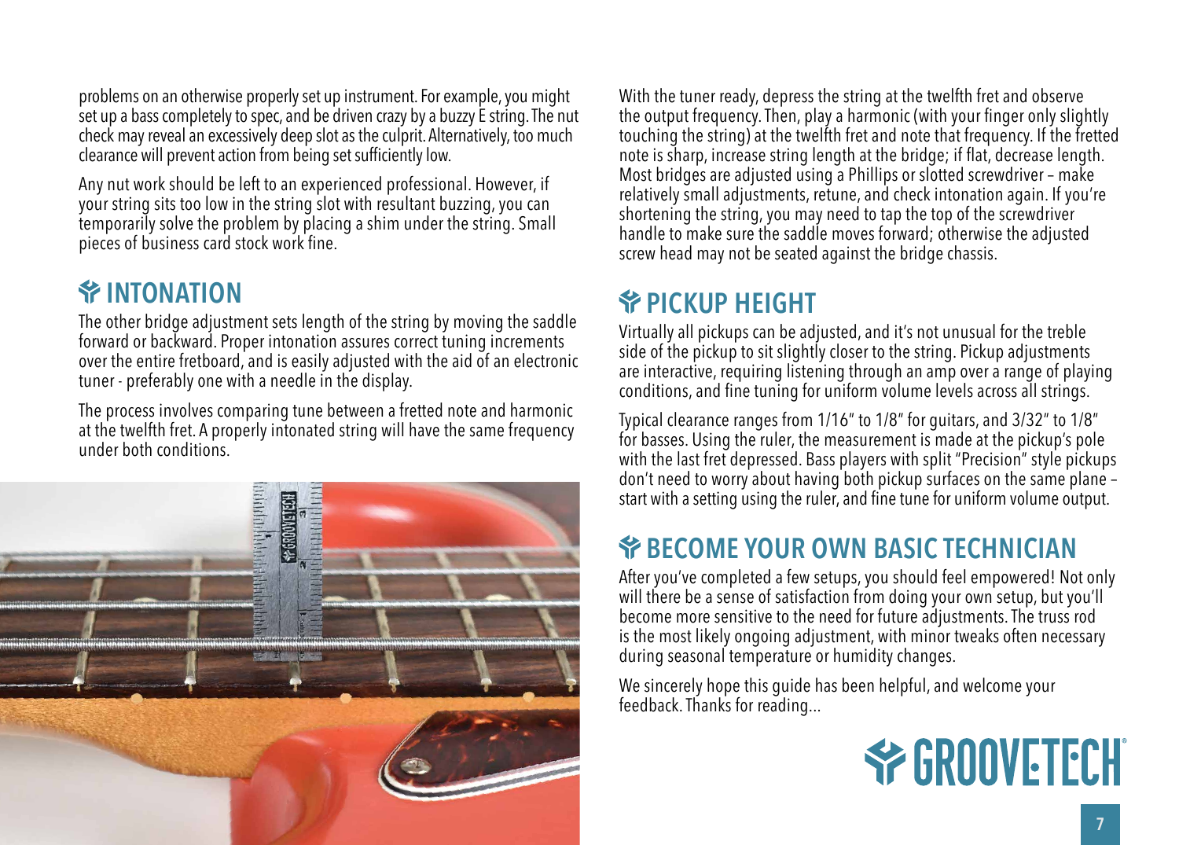problems on an otherwise properly set up instrument. For example, you might set up a bass completely to spec, and be driven crazy by a buzzy E string. The nut check may reveal an excessively deep slot as the culprit. Alternatively, too much clearance will prevent action from being set sufficiently low.

Any nut work should be left to an experienced professional. However, if your string sits too low in the string slot with resultant buzzing, you can temporarily solve the problem by placing a shim under the string. Small pieces of business card stock work fine.

## INTONATION

The other bridge adjustment sets length of the string by moving the saddle forward or backward. Proper intonation assures correct tuning increments over the entire fretboard, and is easily adjusted with the aid of an electronic tuner - preferably one with a needle in the display.

The process involves comparing tune between a fretted note and harmonic at the twelfth fret. A properly intonated string will have the same frequency under both conditions.

With the tuner ready, depress the string at the twelfth fret and observe the output frequency. Then, play a harmonic (with your finger only slightly touching the string) at the twelfth fret and note that frequency. If the fretted note is sharp, increase string length at the bridge; if flat, decrease length. Most bridges are adjusted using a Phillips or slotted screwdriver – make relatively small adjustments, retune, and check intonation again. If you're shortening the string, you may need to tap the top of the screwdriver handle to make sure the saddle moves forward; otherwise the adjusted screw head may not be seated against the bridge chassis.

## PICKUP HEIGHT

Virtually all pickups can be adjusted, and it's not unusual for the treble side of the pickup to sit slightly closer to the string. Pickup adjustments are interactive, requiring listening through an amp over a range of playing conditions, and fine tuning for uniform volume levels across all strings.

Typical clearance ranges from 1/16" to 1/8" for guitars, and 3/32" to 1/8" for basses. Using the ruler, the measurement is made at the pickup's pole with the last fret depressed. Bass players with split "Precision" style pickups don't need to worry about having both pickup surfaces on the same plane – start with a setting using the ruler, and fine tune for uniform volume output.

## BECOME YOUR OWN BASIC TECHNICIAN

After you've completed a few setups, you should feel empowered! Not only will there be a sense of satisfaction from doing your own setup, but you'll become more sensitive to the need for future adjustments. The truss rod is the most likely ongoing adjustment, with minor tweaks often necessary during seasonal temperature or humidity changes.

We sincerely hope this guide has been helpful, and welcome your feedback. Thanks for reading...

GROOVETECH®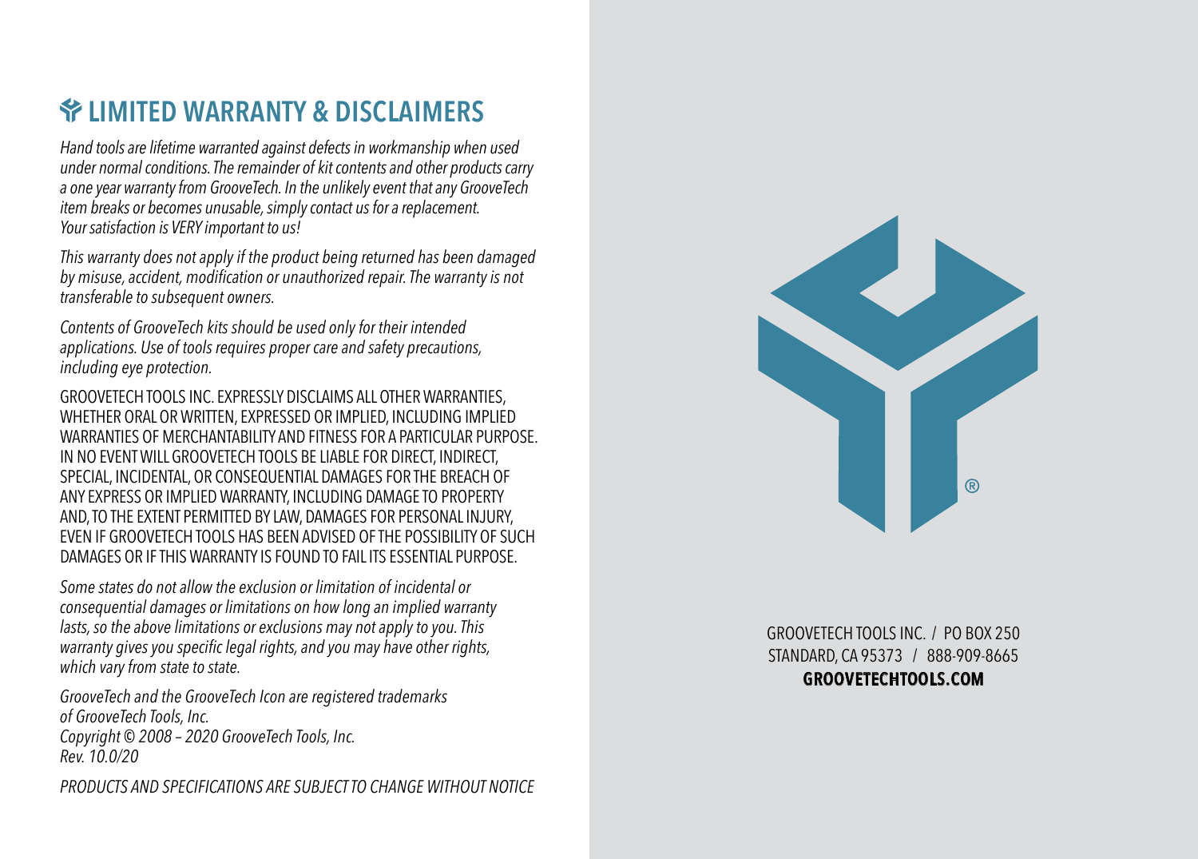## LIMITED WARRANTY & DISCLAIMERS

*Hand tools are lifetime warranted against defects in workmanship when used under normal conditions. The remainder of kit contents and other products carry a one year warranty from GrooveTech. In the unlikely event that any GrooveTech item breaks or becomes unusable, simply contact us for a replacement. Your satisfaction is VERY important to us!*

*This warranty does not apply if the product being returned has been damaged by misuse, accident, modification or unauthorized repair. The warranty is not transferable to subsequent owners.*

*Contents of GrooveTech kits should be used only for their intended applications. Use of tools requires proper care and safety precautions, including eye protection.*

GROOVETECH TOOLS INC. EXPRESSLY DISCLAIMS ALL OTHER WARRANTIES, WHETHER ORAL OR WRITTEN, EXPRESSED OR IMPLIED, INCLUDING IMPLIED WARRANTIES OF MERCHANTABILITY AND FITNESS FOR A PARTICULAR PURPOSE. IN NO EVENT WILL GROOVETECH TOOLS BE LIABLE FOR DIRECT, INDIRECT, SPECIAL, INCIDENTAL, OR CONSEQUENTIAL DAMAGES FOR THE BREACH OF ANY EXPRESS OR IMPLIED WARRANTY, INCLUDING DAMAGE TO PROPERTY AND, TO THE EXTENT PERMITTED BY LAW, DAMAGES FOR PERSONAL INJURY, EVEN IF GROOVETECH TOOLS HAS BEEN ADVISED OF THE POSSIBILITY OF SUCH DAMAGES OR IF THIS WARRANTY IS FOUND TO FAIL ITS ESSENTIAL PURPOSE.

*Some states do not allow the exclusion or limitation of incidental or consequential damages or limitations on how long an implied warranty lasts, so the above limitations or exclusions may not apply to you. This warranty gives you specific legal rights, and you may have other rights, which vary from state to state.*

*GrooveTech and the GrooveTech Icon are registered trademarks of GrooveTech Tools, Inc.*
*Copyright © 2008 – 2020 GrooveTech Tools, Inc.*
*Rev. 10.0/20*

*PRODUCTS AND SPECIFICATIONS ARE SUBJECT TO CHANGE WITHOUT NOTICE*

GROOVETECH TOOLS INC. / PO BOX 250
STANDARD, CA 95373 / 888-909-8665
**GROOVETECHTOOLS.COM**